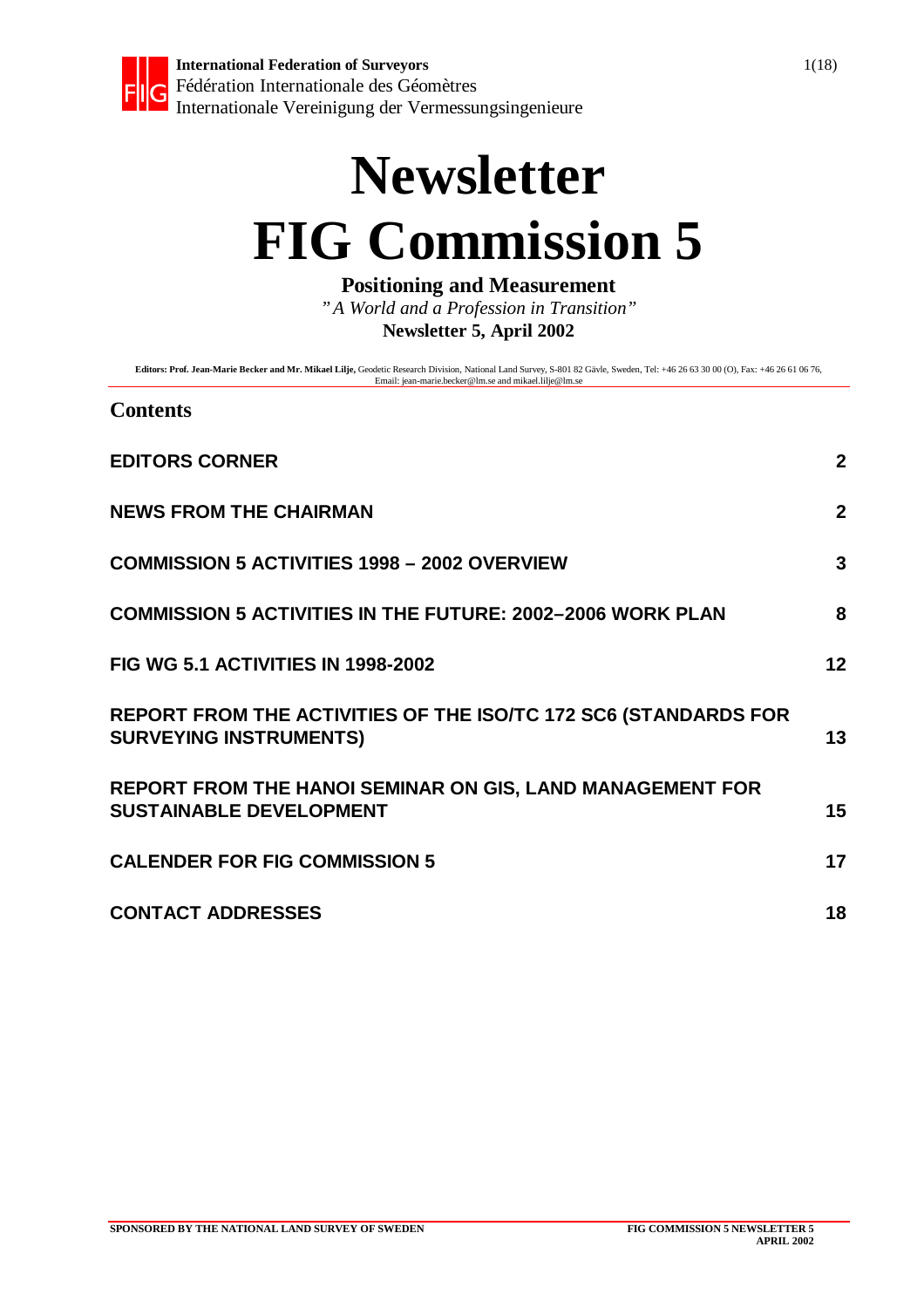**International Federation of Surveyors**
Fédération Internationale des Géomètres
Internationale Vereinigung der Vermessungsingenieure

# Newsletter
# FIG Commission 5

**Positioning and Measurement**

*"A World and a Profession in Transition"*

**Newsletter 5, April 2002**

**Editors: Prof. Jean-Marie Becker and Mr. Mikael Lilje,** Geodetic Research Division, National Land Survey, S-801 82 Gävle, Sweden, Tel: +46 26 63 30 00 (O), Fax: +46 26 61 06 76, Email: jean-marie.becker@lm.se and mikael.lilje@lm.se

## Contents

| | |
|---|---|
| **EDITORS CORNER** | **2** |
| **NEWS FROM THE CHAIRMAN** | **2** |
| **COMMISSION 5 ACTIVITIES 1998 – 2002 OVERVIEW** | **3** |
| **COMMISSION 5 ACTIVITIES IN THE FUTURE: 2002–2006 WORK PLAN** | **8** |
| **FIG WG 5.1 ACTIVITIES IN 1998-2002** | **12** |
| **REPORT FROM THE ACTIVITIES OF THE ISO/TC 172 SC6 (STANDARDS FOR SURVEYING INSTRUMENTS)** | **13** |
| **REPORT FROM THE HANOI SEMINAR ON GIS, LAND MANAGEMENT FOR SUSTAINABLE DEVELOPMENT** | **15** |
| **CALENDER FOR FIG COMMISSION 5** | **17** |
| **CONTACT ADDRESSES** | **18** |

SPONSORED BY THE NATIONAL LAND SURVEY OF SWEDEN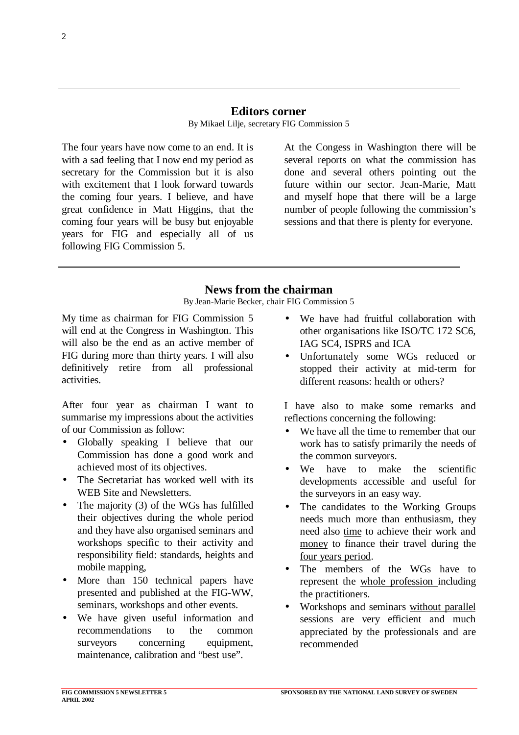## Editors corner

By Mikael Lilje, secretary FIG Commission 5

The four years have now come to an end. It is with a sad feeling that I now end my period as secretary for the Commission but it is also with excitement that I look forward towards the coming four years. I believe, and have great confidence in Matt Higgins, that the coming four years will be busy but enjoyable years for FIG and especially all of us following FIG Commission 5.

At the Congess in Washington there will be several reports on what the commission has done and several others pointing out the future within our sector. Jean-Marie, Matt and myself hope that there will be a large number of people following the commission's sessions and that there is plenty for everyone.

## News from the chairman

By Jean-Marie Becker, chair FIG Commission 5

My time as chairman for FIG Commission 5 will end at the Congress in Washington. This will also be the end as an active member of FIG during more than thirty years. I will also definitively retire from all professional activities.

After four year as chairman I want to summarise my impressions about the activities of our Commission as follow:

- Globally speaking I believe that our Commission has done a good work and achieved most of its objectives.
- The Secretariat has worked well with its WEB Site and Newsletters.
- The majority (3) of the WGs has fulfilled their objectives during the whole period and they have also organised seminars and workshops specific to their activity and responsibility field: standards, heights and mobile mapping,
- More than 150 technical papers have presented and published at the FIG-WW, seminars, workshops and other events.
- We have given useful information and recommendations to the common surveyors concerning equipment, maintenance, calibration and "best use".
- We have had fruitful collaboration with other organisations like ISO/TC 172 SC6, IAG SC4, ISPRS and ICA
- Unfortunately some WGs reduced or stopped their activity at mid-term for different reasons: health or others?

I have also to make some remarks and reflections concerning the following:

- We have all the time to remember that our work has to satisfy primarily the needs of the common surveyors.
- We have to make the scientific developments accessible and useful for the surveyors in an easy way.
- The candidates to the Working Groups needs much more than enthusiasm, they need also <u>time</u> to achieve their work and <u>money</u> to finance their travel during the <u>four years period</u>.
- The members of the WGs have to represent the <u>whole profession</u> including the practitioners.
- Workshops and seminars <u>without parallel</u> sessions are very efficient and much appreciated by the professionals and are recommended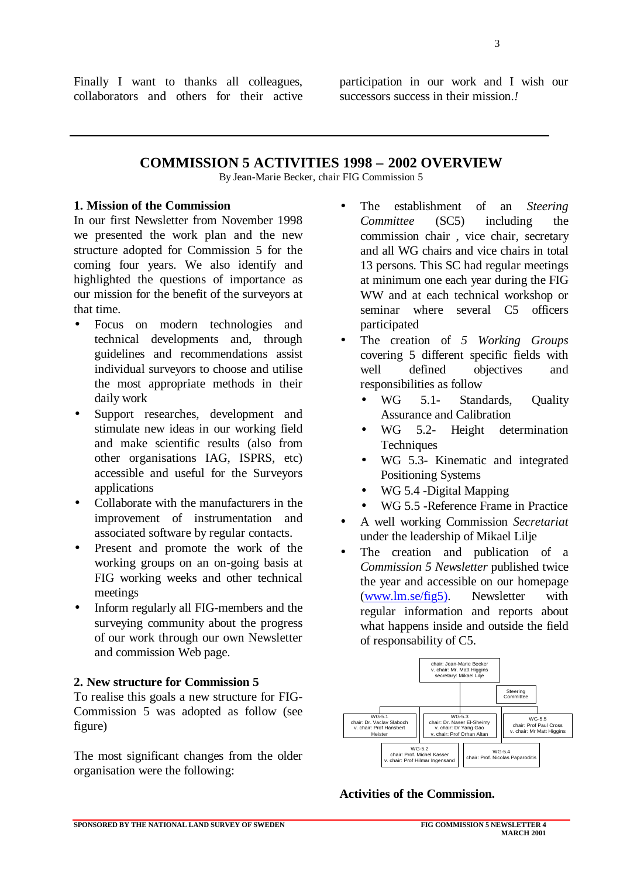Finally I want to thanks all colleagues, collaborators and others for their active participation in our work and I wish our successors success in their mission.*!*

---

## COMMISSION 5 ACTIVITIES 1998 – 2002 OVERVIEW

By Jean-Marie Becker, chair FIG Commission 5

### 1. Mission of the Commission

In our first Newsletter from November 1998 we presented the work plan and the new structure adopted for Commission 5 for the coming four years. We also identify and highlighted the questions of importance as our mission for the benefit of the surveyors at that time.

- Focus on modern technologies and technical developments and, through guidelines and recommendations assist individual surveyors to choose and utilise the most appropriate methods in their daily work
- Support researches, development and stimulate new ideas in our working field and make scientific results (also from other organisations IAG, ISPRS, etc) accessible and useful for the Surveyors applications
- Collaborate with the manufacturers in the improvement of instrumentation and associated software by regular contacts.
- Present and promote the work of the working groups on an on-going basis at FIG working weeks and other technical meetings
- Inform regularly all FIG-members and the surveying community about the progress of our work through our own Newsletter and commission Web page.

### 2. New structure for Commission 5

To realise this goals a new structure for FIG-Commission 5 was adopted as follow (see figure)

The most significant changes from the older organisation were the following:

- The establishment of an *Steering Committee* (SC5) including the commission chair , vice chair, secretary and all WG chairs and vice chairs in total 13 persons. This SC had regular meetings at minimum one each year during the FIG WW and at each technical workshop or seminar where several C5 officers participated
- The creation of *5 Working Groups* covering 5 different specific fields with well defined objectives and responsibilities as follow
  - WG 5.1- Standards, Quality Assurance and Calibration
  - WG 5.2- Height determination Techniques
  - WG 5.3- Kinematic and integrated Positioning Systems
  - WG 5.4 -Digital Mapping
  - WG 5.5 -Reference Frame in Practice
- A well working Commission *Secretariat* under the leadership of Mikael Lilje
- The creation and publication of a *Commission 5 Newsletter* published twice the year and accessible on our homepage (www.lm.se/fig5). Newsletter with regular information and reports about what happens inside and outside the field of responsability of C5.

chair: Jean-Marie Becker
v. chair: Mr. Matt Higgins
secretary: Mikael Lilje

Steering Committee

WG-5.1
chair: Dr. Vaclav Slaboch
v. chair: Prof Hansbert Heister

WG-5.3
chair: Dr. Naser El-Sheimy
v. chair: Dr Yang Gao
v. chair: Prof Orhan Altan

WG-5.5
chair: Prof Paul Cross
v. chair: Mr Matt Higgins

WG-5.2
chair: Prof. Michel Kasser
v. chair: Prof Hilmar Ingensand

WG-5.4
chair: Prof. Nicolas Paparoditis

**Activities of the Commission.**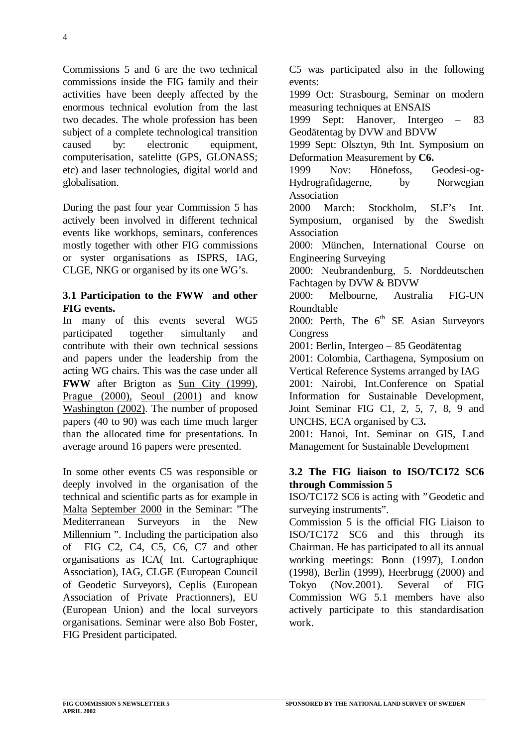Commissions 5 and 6 are the two technical commissions inside the FIG family and their activities have been deeply affected by the enormous technical evolution from the last two decades. The whole profession has been subject of a complete technological transition caused by: electronic equipment, computerisation, satelitte (GPS, GLONASS; etc) and laser technologies, digital world and globalisation.

During the past four year Commission 5 has actively been involved in different technical events like workhops, seminars, conferences mostly together with other FIG commissions or syster organisations as ISPRS, IAG, CLGE, NKG or organised by its one WG's.

### 3.1 Participation to the FWW and other FIG events.

In many of this events several WG5 participated together simultanly and contribute with their own technical sessions and papers under the leadership from the acting WG chairs. This was the case under all **FWW** after Brigton as Sun City (1999), Prague (2000), Seoul (2001) and know Washington (2002). The number of proposed papers (40 to 90) was each time much larger than the allocated time for presentations. In average around 16 papers were presented.

In some other events C5 was responsible or deeply involved in the organisation of the technical and scientific parts as for example in Malta September 2000 in the Seminar: "The Mediterranean Surveyors in the New Millennium ". Including the participation also of FIG C2, C4, C5, C6, C7 and other organisations as ICA( Int. Cartographique Association), IAG, CLGE (European Council of Geodetic Surveyors), Ceplis (European Association of Private Practionners), EU (European Union) and the local surveyors organisations. Seminar were also Bob Foster, FIG President participated.

C5 was participated also in the following events:

1999 Oct: Strasbourg, Seminar on modern measuring techniques at ENSAIS

1999 Sept: Hanover, Intergeo – 83 Geodätentag by DVW and BDVW

1999 Sept: Olsztyn, 9th Int. Symposium on Deformation Measurement by **C6.**

1999 Nov: Hönefoss, Geodesi-og-Hydrografidagerne, by Norwegian Association

2000 March: Stockholm, SLF's Int. Symposium, organised by the Swedish Association

2000: München, International Course on Engineering Surveying

2000: Neubrandenburg, 5. Norddeutschen Fachtagen by DVW & BDVW

2000: Melbourne, Australia FIG-UN Roundtable

2000: Perth, The 6th SE Asian Surveyors Congress

2001: Berlin, Intergeo – 85 Geodätentag

2001: Colombia, Carthagena, Symposium on Vertical Reference Systems arranged by IAG

2001: Nairobi, Int.Conference on Spatial Information for Sustainable Development, Joint Seminar FIG C1, 2, 5, 7, 8, 9 and UNCHS, ECA organised by C3**.**

2001: Hanoi, Int. Seminar on GIS, Land Management for Sustainable Development

### 3.2 The FIG liaison to ISO/TC172 SC6 through Commission 5

ISO/TC172 SC6 is acting with "Geodetic and surveying instruments".

Commission 5 is the official FIG Liaison to ISO/TC172 SC6 and this through its Chairman. He has participated to all its annual working meetings: Bonn (1997), London (1998), Berlin (1999), Heerbrugg (2000) and Tokyo (Nov.2001). Several of FIG Commission WG 5.1 members have also actively participate to this standardisation work.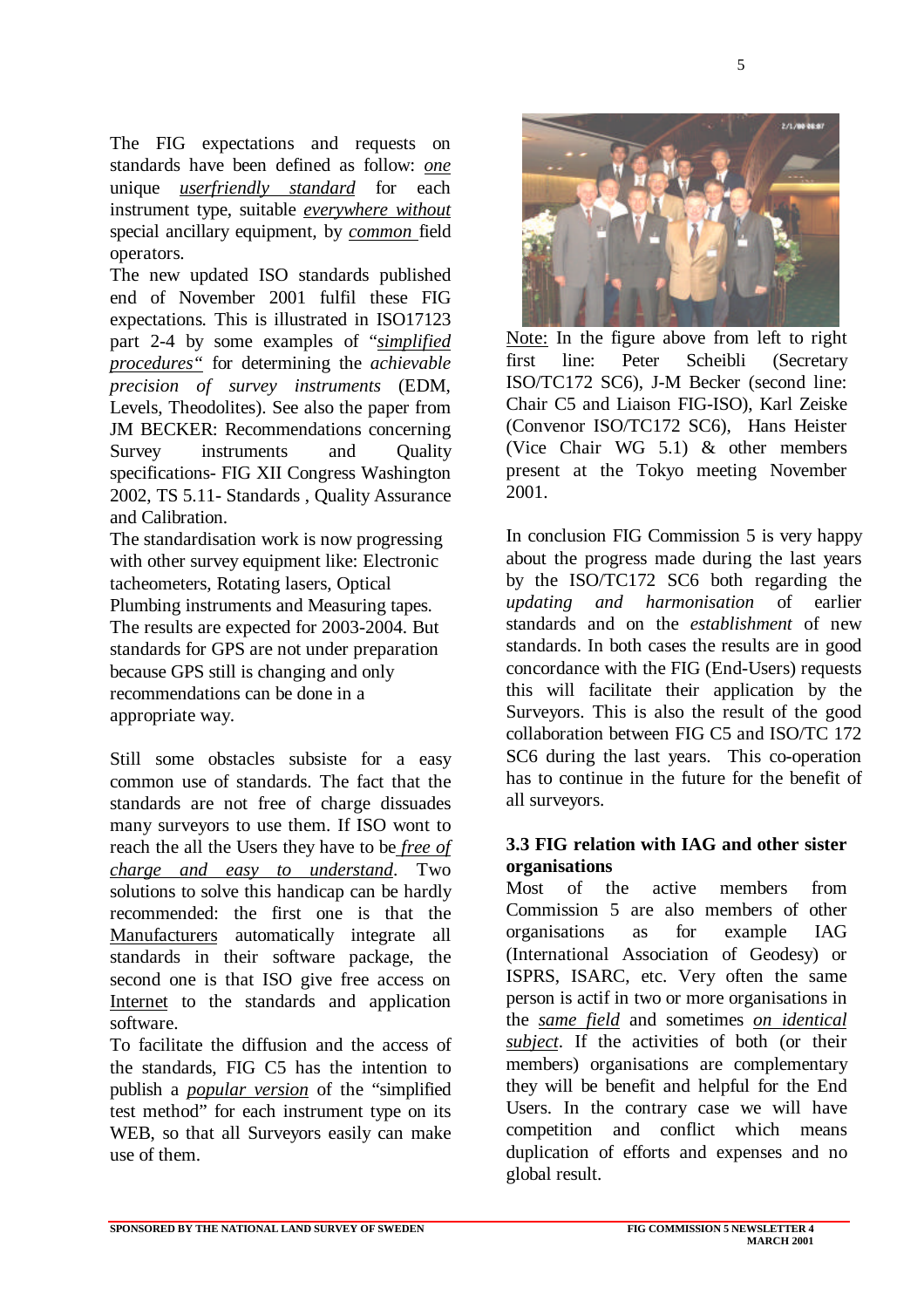The FIG expectations and requests on standards have been defined as follow: *one* unique *userfriendly standard* for each instrument type, suitable *everywhere without* special ancillary equipment, by *common* field operators.

The new updated ISO standards published end of November 2001 fulfil these FIG expectations. This is illustrated in ISO17123 part 2-4 by some examples of "*simplified procedures*" for determining the *achievable precision of survey instruments* (EDM, Levels, Theodolites). See also the paper from JM BECKER: Recommendations concerning Survey instruments and Quality specifications- FIG XII Congress Washington 2002, TS 5.11- Standards , Quality Assurance and Calibration.

The standardisation work is now progressing with other survey equipment like: Electronic tacheometers, Rotating lasers, Optical Plumbing instruments and Measuring tapes. The results are expected for 2003-2004. But standards for GPS are not under preparation because GPS still is changing and only recommendations can be done in a appropriate way.

Still some obstacles subsiste for a easy common use of standards. The fact that the standards are not free of charge dissuades many surveyors to use them. If ISO wont to reach the all the Users they have to be *free of charge and easy to understand*. Two solutions to solve this handicap can be hardly recommended: the first one is that the Manufacturers automatically integrate all standards in their software package, the second one is that ISO give free access on Internet to the standards and application software.

To facilitate the diffusion and the access of the standards, FIG C5 has the intention to publish a *popular version* of the "simplified test method" for each instrument type on its WEB, so that all Surveyors easily can make use of them.

Note: In the figure above from left to right first line: Peter Scheibli (Secretary ISO/TC172 SC6), J-M Becker (second line: Chair C5 and Liaison FIG-ISO), Karl Zeiske (Convenor ISO/TC172 SC6), Hans Heister (Vice Chair WG 5.1) & other members present at the Tokyo meeting November 2001.

In conclusion FIG Commission 5 is very happy about the progress made during the last years by the ISO/TC172 SC6 both regarding the *updating and harmonisation* of earlier standards and on the *establishment* of new standards. In both cases the results are in good concordance with the FIG (End-Users) requests this will facilitate their application by the Surveyors. This is also the result of the good collaboration between FIG C5 and ISO/TC 172 SC6 during the last years. This co-operation has to continue in the future for the benefit of all surveyors.

### 3.3 FIG relation with IAG and other sister organisations

Most of the active members from Commission 5 are also members of other organisations as for example IAG (International Association of Geodesy) or ISPRS, ISARC, etc. Very often the same person is actif in two or more organisations in the *same field* and sometimes *on identical subject*. If the activities of both (or their members) organisations are complementary they will be benefit and helpful for the End Users. In the contrary case we will have competition and conflict which means duplication of efforts and expenses and no global result.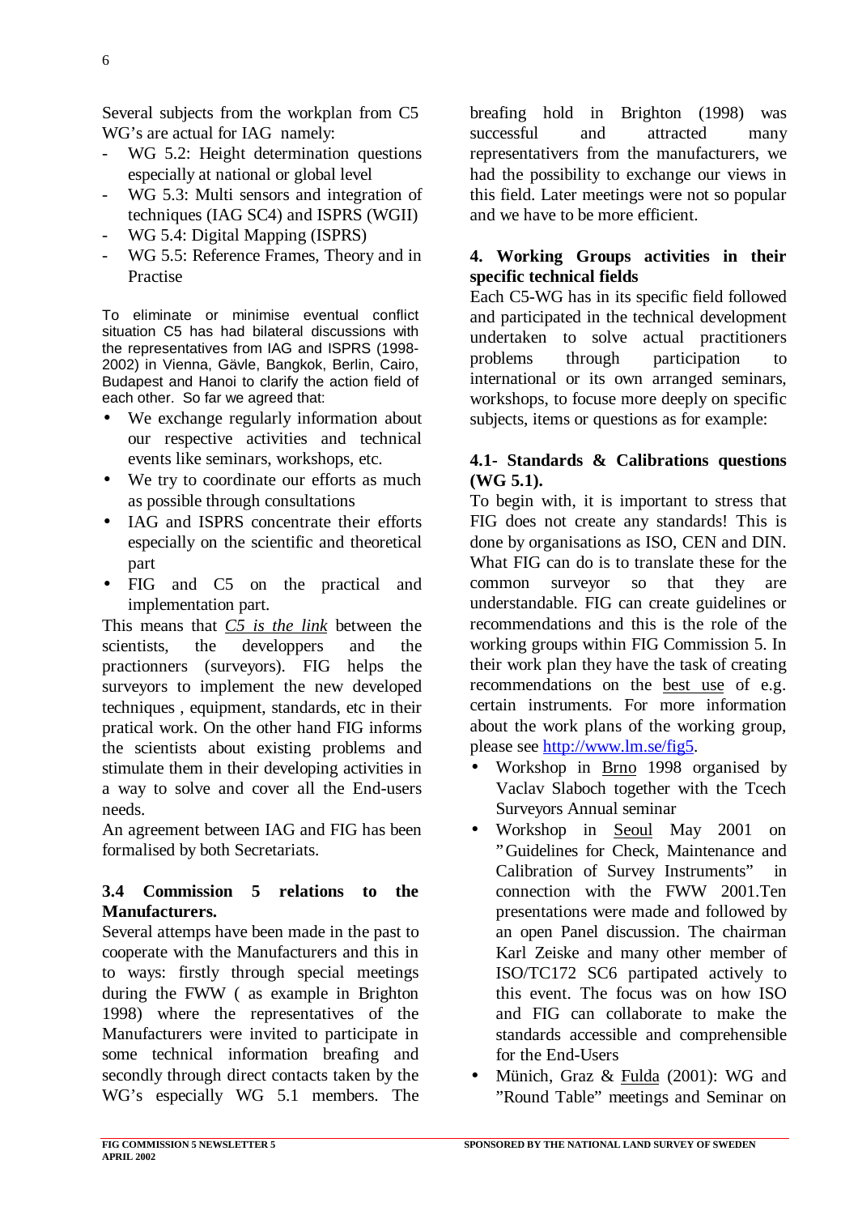Several subjects from the workplan from C5 WG's are actual for IAG namely:

- WG 5.2: Height determination questions especially at national or global level
- WG 5.3: Multi sensors and integration of techniques (IAG SC4) and ISPRS (WGII)
- WG 5.4: Digital Mapping (ISPRS)
- WG 5.5: Reference Frames, Theory and in Practise

To eliminate or minimise eventual conflict situation C5 has had bilateral discussions with the representatives from IAG and ISPRS (1998-2002) in Vienna, Gävle, Bangkok, Berlin, Cairo, Budapest and Hanoi to clarify the action field of each other. So far we agreed that:

- We exchange regularly information about our respective activities and technical events like seminars, workshops, etc.
- We try to coordinate our efforts as much as possible through consultations
- IAG and ISPRS concentrate their efforts especially on the scientific and theoretical part
- FIG and C5 on the practical and implementation part.

This means that *C5 is the link* between the scientists, the developpers and the practionners (surveyors). FIG helps the surveyors to implement the new developed techniques , equipment, standards, etc in their pratical work. On the other hand FIG informs the scientists about existing problems and stimulate them in their developing activities in a way to solve and cover all the End-users needs.

An agreement between IAG and FIG has been formalised by both Secretariats.

### 3.4 Commission 5 relations to the Manufacturers.

Several attemps have been made in the past to cooperate with the Manufacturers and this in to ways: firstly through special meetings during the FWW ( as example in Brighton 1998) where the representatives of the Manufacturers were invited to participate in some technical information breafing and secondly through direct contacts taken by the WG's especially WG 5.1 members. The breafing hold in Brighton (1998) was successful and attracted many representativers from the manufacturers, we had the possibility to exchange our views in this field. Later meetings were not so popular and we have to be more efficient.

## 4. Working Groups activities in their specific technical fields

Each C5-WG has in its specific field followed and participated in the technical development undertaken to solve actual practitioners problems through participation to international or its own arranged seminars, workshops, to focuse more deeply on specific subjects, items or questions as for example:

### 4.1- Standards & Calibrations questions (WG 5.1).

To begin with, it is important to stress that FIG does not create any standards! This is done by organisations as ISO, CEN and DIN. What FIG can do is to translate these for the common surveyor so that they are understandable. FIG can create guidelines or recommendations and this is the role of the working groups within FIG Commission 5. In their work plan they have the task of creating recommendations on the best use of e.g. certain instruments. For more information about the work plans of the working group, please see http://www.lm.se/fig5.

- Workshop in Brno 1998 organised by Vaclav Slaboch together with the Tcech Surveyors Annual seminar
- Workshop in Seoul May 2001 on "Guidelines for Check, Maintenance and Calibration of Survey Instruments" in connection with the FWW 2001.Ten presentations were made and followed by an open Panel discussion. The chairman Karl Zeiske and many other member of ISO/TC172 SC6 partipated actively to this event. The focus was on how ISO and FIG can collaborate to make the standards accessible and comprehensible for the End-Users
- Münich, Graz & Fulda (2001): WG and "Round Table" meetings and Seminar on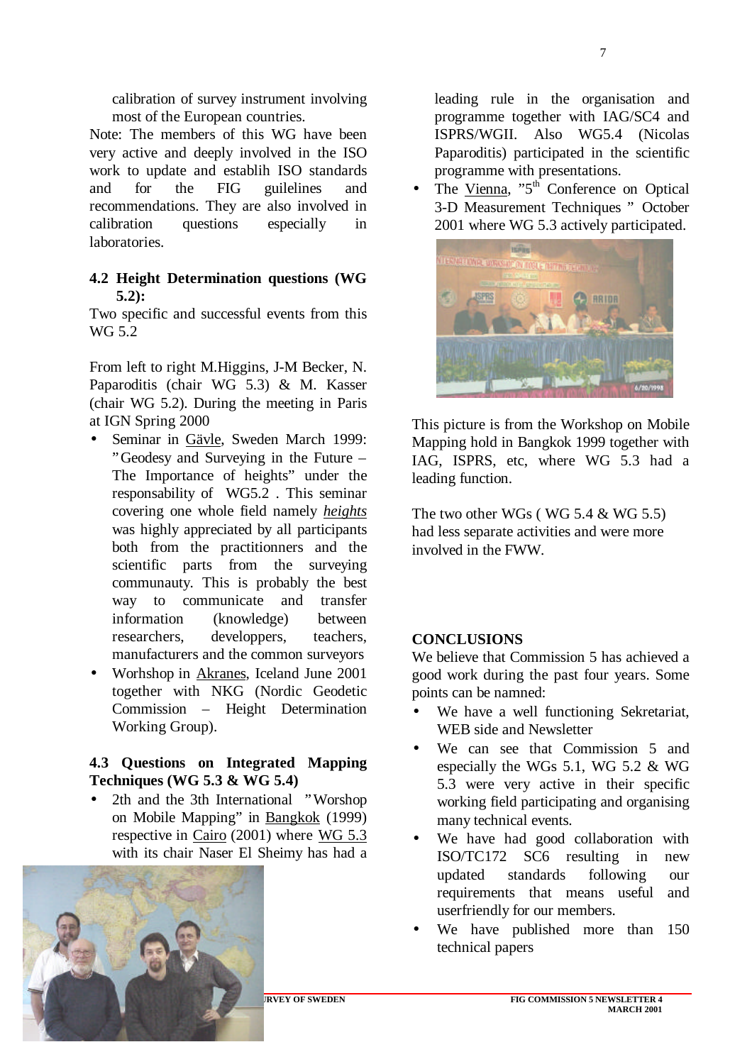calibration of survey instrument involving most of the European countries.

Note: The members of this WG have been very active and deeply involved in the ISO work to update and establih ISO standards and for the FIG guilelines and recommendations. They are also involved in calibration questions especially in laboratories.

### 4.2 Height Determination questions (WG 5.2):

Two specific and successful events from this WG 5.2

From left to right M.Higgins, J-M Becker, N. Paparoditis (chair WG 5.3) & M. Kasser (chair WG 5.2). During the meeting in Paris at IGN Spring 2000

- Seminar in Gävle, Sweden March 1999: "Geodesy and Surveying in the Future – The Importance of heights" under the responsability of WG5.2 . This seminar covering one whole field namely *heights* was highly appreciated by all participants both from the practitionners and the scientific parts from the surveying communauty. This is probably the best way to communicate and transfer information (knowledge) between researchers, developpers, teachers, manufacturers and the common surveyors
- Worhshop in Akranes, Iceland June 2001 together with NKG (Nordic Geodetic Commission – Height Determination Working Group).

### 4.3 Questions on Integrated Mapping Techniques (WG 5.3 & WG 5.4)

- 2th and the 3th International "Worshop on Mobile Mapping" in Bangkok (1999) respective in Cairo (2001) where WG 5.3 with its chair Naser El Sheimy has had a leading rule in the organisation and programme together with IAG/SC4 and ISPRS/WGII. Also WG5.4 (Nicolas Paparoditis) participated in the scientific programme with presentations.
- The Vienna, "5th Conference on Optical 3-D Measurement Techniques " October 2001 where WG 5.3 actively participated.

This picture is from the Workshop on Mobile Mapping hold in Bangkok 1999 together with IAG, ISPRS, etc, where WG 5.3 had a leading function.

The two other WGs ( WG 5.4 & WG 5.5) had less separate activities and were more involved in the FWW.

### CONCLUSIONS

We believe that Commission 5 has achieved a good work during the past four years. Some points can be namned:

- We have a well functioning Sekretariat, WEB side and Newsletter
- We can see that Commission 5 and especially the WGs 5.1, WG 5.2 & WG 5.3 were very active in their specific working field participating and organising many technical events.
- We have had good collaboration with ISO/TC172 SC6 resulting in new updated standards following our requirements that means useful and userfriendly for our members.
- We have published more than 150 technical papers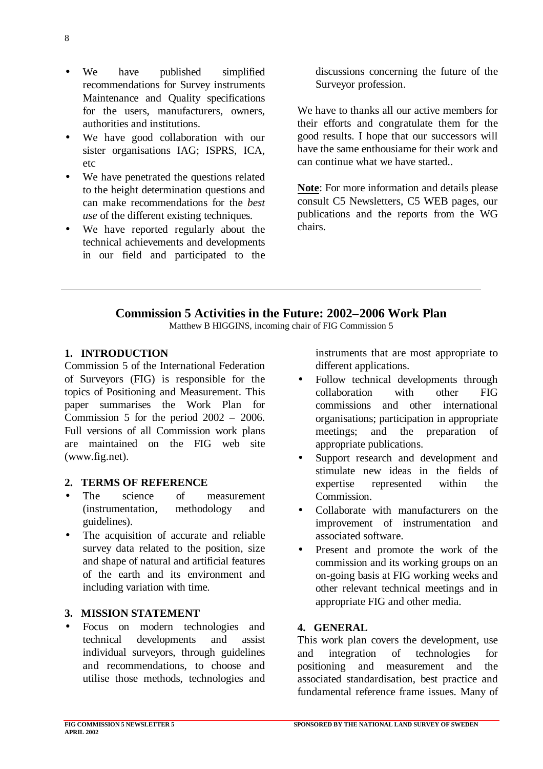- We have published simplified recommendations for Survey instruments Maintenance and Quality specifications for the users, manufacturers, owners, authorities and institutions.
- We have good collaboration with our sister organisations IAG; ISPRS, ICA, etc
- We have penetrated the questions related to the height determination questions and can make recommendations for the *best use* of the different existing techniques.
- We have reported regularly about the technical achievements and developments in our field and participated to the discussions concerning the future of the Surveyor profession.

We have to thanks all our active members for their efforts and congratulate them for the good results. I hope that our successors will have the same enthousiame for their work and can continue what we have started..

**Note**: For more information and details please consult C5 Newsletters, C5 WEB pages, our publications and the reports from the WG chairs.

---

## Commission 5 Activities in the Future: 2002–2006 Work Plan

Matthew B HIGGINS, incoming chair of FIG Commission 5

### 1. INTRODUCTION

Commission 5 of the International Federation of Surveyors (FIG) is responsible for the topics of Positioning and Measurement. This paper summarises the Work Plan for Commission 5 for the period 2002 – 2006. Full versions of all Commission work plans are maintained on the FIG web site (www.fig.net).

### 2. TERMS OF REFERENCE

- The science of measurement (instrumentation, methodology and guidelines).
- The acquisition of accurate and reliable survey data related to the position, size and shape of natural and artificial features of the earth and its environment and including variation with time.

### 3. MISSION STATEMENT

- Focus on modern technologies and technical developments and assist individual surveyors, through guidelines and recommendations, to choose and utilise those methods, technologies and instruments that are most appropriate to different applications.
- Follow technical developments through collaboration with other FIG commissions and other international organisations; participation in appropriate meetings; and the preparation of appropriate publications.
- Support research and development and stimulate new ideas in the fields of expertise represented within the Commission.
- Collaborate with manufacturers on the improvement of instrumentation and associated software.
- Present and promote the work of the commission and its working groups on an on-going basis at FIG working weeks and other relevant technical meetings and in appropriate FIG and other media.

### 4. GENERAL

This work plan covers the development, use and integration of technologies for positioning and measurement and the associated standardisation, best practice and fundamental reference frame issues. Many of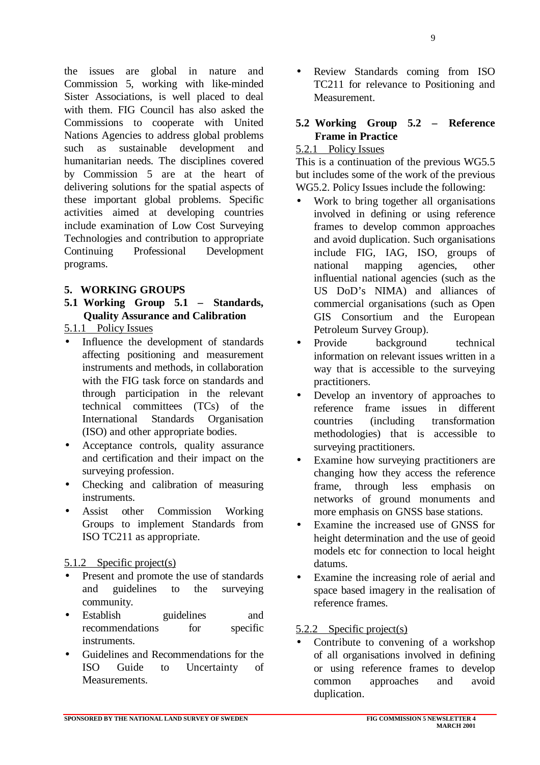the issues are global in nature and Commission 5, working with like-minded Sister Associations, is well placed to deal with them. FIG Council has also asked the Commissions to cooperate with United Nations Agencies to address global problems such as sustainable development and humanitarian needs. The disciplines covered by Commission 5 are at the heart of delivering solutions for the spatial aspects of these important global problems. Specific activities aimed at developing countries include examination of Low Cost Surveying Technologies and contribution to appropriate Continuing Professional Development programs.

## 5. WORKING GROUPS

### 5.1 Working Group 5.1 – Standards, Quality Assurance and Calibration

5.1.1 Policy Issues

- Influence the development of standards affecting positioning and measurement instruments and methods, in collaboration with the FIG task force on standards and through participation in the relevant technical committees (TCs) of the International Standards Organisation (ISO) and other appropriate bodies.
- Acceptance controls, quality assurance and certification and their impact on the surveying profession.
- Checking and calibration of measuring instruments.
- Assist other Commission Working Groups to implement Standards from ISO TC211 as appropriate.

5.1.2 Specific project(s)

- Present and promote the use of standards and guidelines to the surveying community.
- Establish guidelines and recommendations for specific instruments.
- Guidelines and Recommendations for the ISO Guide to Uncertainty of Measurements.
- Review Standards coming from ISO TC211 for relevance to Positioning and Measurement.

### 5.2 Working Group 5.2 – Reference Frame in Practice

5.2.1 Policy Issues

This is a continuation of the previous WG5.5 but includes some of the work of the previous WG5.2. Policy Issues include the following:

- Work to bring together all organisations involved in defining or using reference frames to develop common approaches and avoid duplication. Such organisations include FIG, IAG, ISO, groups of national mapping agencies, other influential national agencies (such as the US DoD's NIMA) and alliances of commercial organisations (such as Open GIS Consortium and the European Petroleum Survey Group).
- Provide background technical information on relevant issues written in a way that is accessible to the surveying practitioners.
- Develop an inventory of approaches to reference frame issues in different countries (including transformation methodologies) that is accessible to surveying practitioners.
- Examine how surveying practitioners are changing how they access the reference frame, through less emphasis on networks of ground monuments and more emphasis on GNSS base stations.
- Examine the increased use of GNSS for height determination and the use of geoid models etc for connection to local height datums.
- Examine the increasing role of aerial and space based imagery in the realisation of reference frames.

5.2.2 Specific project(s)

- Contribute to convening of a workshop of all organisations involved in defining or using reference frames to develop common approaches and avoid duplication.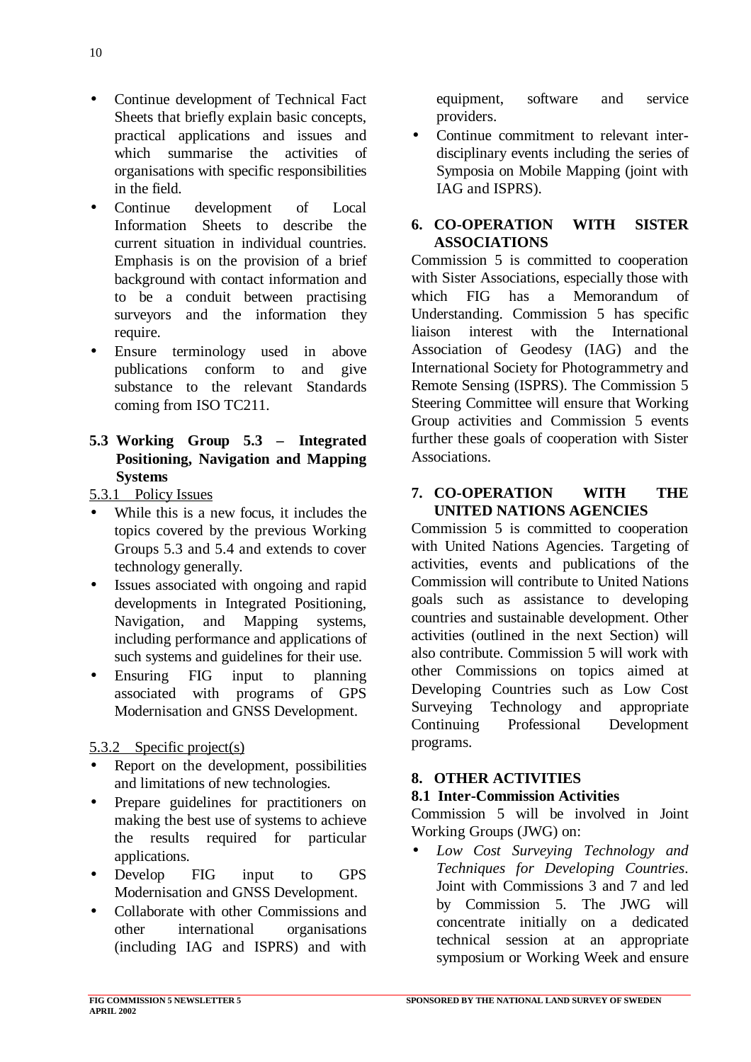- Continue development of Technical Fact Sheets that briefly explain basic concepts, practical applications and issues and which summarise the activities of organisations with specific responsibilities in the field.
- Continue development of Local Information Sheets to describe the current situation in individual countries. Emphasis is on the provision of a brief background with contact information and to be a conduit between practising surveyors and the information they require.
- Ensure terminology used in above publications conform to and give substance to the relevant Standards coming from ISO TC211.

### 5.3 Working Group 5.3 – Integrated Positioning, Navigation and Mapping Systems

5.3.1 Policy Issues

- While this is a new focus, it includes the topics covered by the previous Working Groups 5.3 and 5.4 and extends to cover technology generally.
- Issues associated with ongoing and rapid developments in Integrated Positioning, Navigation, and Mapping systems, including performance and applications of such systems and guidelines for their use.
- Ensuring FIG input to planning associated with programs of GPS Modernisation and GNSS Development.

5.3.2 Specific project(s)

- Report on the development, possibilities and limitations of new technologies.
- Prepare guidelines for practitioners on making the best use of systems to achieve the results required for particular applications.
- Develop FIG input to GPS Modernisation and GNSS Development.
- Collaborate with other Commissions and other international organisations (including IAG and ISPRS) and with equipment, software and service providers.
- Continue commitment to relevant inter-disciplinary events including the series of Symposia on Mobile Mapping (joint with IAG and ISPRS).

## 6. CO-OPERATION WITH SISTER ASSOCIATIONS

Commission 5 is committed to cooperation with Sister Associations, especially those with which FIG has a Memorandum of Understanding. Commission 5 has specific liaison interest with the International Association of Geodesy (IAG) and the International Society for Photogrammetry and Remote Sensing (ISPRS). The Commission 5 Steering Committee will ensure that Working Group activities and Commission 5 events further these goals of cooperation with Sister Associations.

## 7. CO-OPERATION WITH THE UNITED NATIONS AGENCIES

Commission 5 is committed to cooperation with United Nations Agencies. Targeting of activities, events and publications of the Commission will contribute to United Nations goals such as assistance to developing countries and sustainable development. Other activities (outlined in the next Section) will also contribute. Commission 5 will work with other Commissions on topics aimed at Developing Countries such as Low Cost Surveying Technology and appropriate Continuing Professional Development programs.

## 8. OTHER ACTIVITIES

### 8.1 Inter-Commission Activities

Commission 5 will be involved in Joint Working Groups (JWG) on:

- *Low Cost Surveying Technology and Techniques for Developing Countries*. Joint with Commissions 3 and 7 and led by Commission 5. The JWG will concentrate initially on a dedicated technical session at an appropriate symposium or Working Week and ensure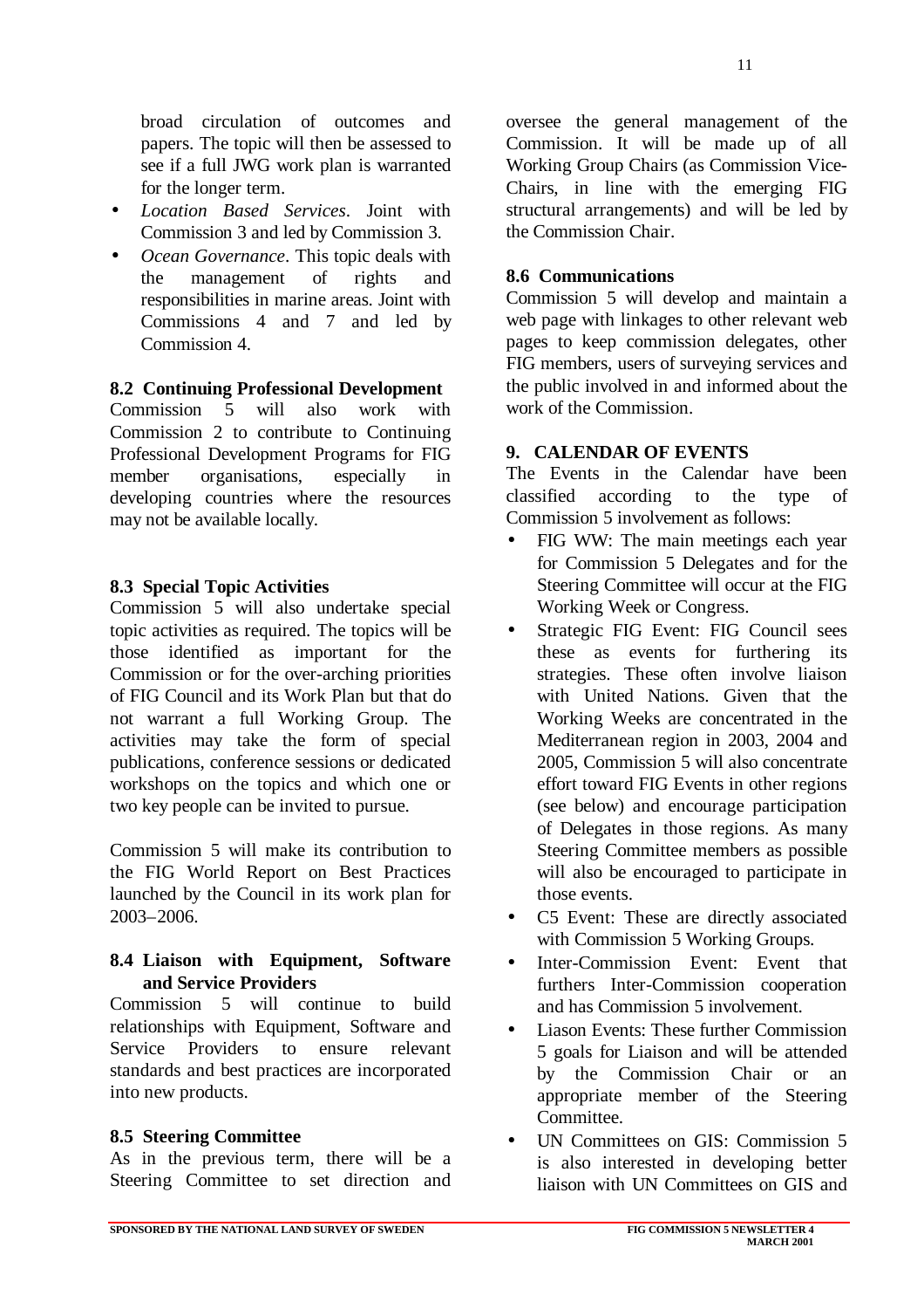broad circulation of outcomes and papers. The topic will then be assessed to see if a full JWG work plan is warranted for the longer term.

- *Location Based Services*. Joint with Commission 3 and led by Commission 3.
- *Ocean Governance*. This topic deals with the management of rights and responsibilities in marine areas. Joint with Commissions 4 and 7 and led by Commission 4.

### 8.2 Continuing Professional Development

Commission 5 will also work with Commission 2 to contribute to Continuing Professional Development Programs for FIG member organisations, especially in developing countries where the resources may not be available locally.

### 8.3 Special Topic Activities

Commission 5 will also undertake special topic activities as required. The topics will be those identified as important for the Commission or for the over-arching priorities of FIG Council and its Work Plan but that do not warrant a full Working Group. The activities may take the form of special publications, conference sessions or dedicated workshops on the topics and which one or two key people can be invited to pursue.

Commission 5 will make its contribution to the FIG World Report on Best Practices launched by the Council in its work plan for 2003–2006.

### 8.4 Liaison with Equipment, Software and Service Providers

Commission 5 will continue to build relationships with Equipment, Software and Service Providers to ensure relevant standards and best practices are incorporated into new products.

### 8.5 Steering Committee

As in the previous term, there will be a Steering Committee to set direction and oversee the general management of the Commission. It will be made up of all Working Group Chairs (as Commission Vice-Chairs, in line with the emerging FIG structural arrangements) and will be led by the Commission Chair.

### 8.6 Communications

Commission 5 will develop and maintain a web page with linkages to other relevant web pages to keep commission delegates, other FIG members, users of surveying services and the public involved in and informed about the work of the Commission.

## 9. CALENDAR OF EVENTS

The Events in the Calendar have been classified according to the type of Commission 5 involvement as follows:

- FIG WW: The main meetings each year for Commission 5 Delegates and for the Steering Committee will occur at the FIG Working Week or Congress.
- Strategic FIG Event: FIG Council sees these as events for furthering its strategies. These often involve liaison with United Nations. Given that the Working Weeks are concentrated in the Mediterranean region in 2003, 2004 and 2005, Commission 5 will also concentrate effort toward FIG Events in other regions (see below) and encourage participation of Delegates in those regions. As many Steering Committee members as possible will also be encouraged to participate in those events.
- C5 Event: These are directly associated with Commission 5 Working Groups.
- Inter-Commission Event: Event that furthers Inter-Commission cooperation and has Commission 5 involvement.
- Liason Events: These further Commission 5 goals for Liaison and will be attended by the Commission Chair or an appropriate member of the Steering Committee.
- UN Committees on GIS: Commission 5 is also interested in developing better liaison with UN Committees on GIS and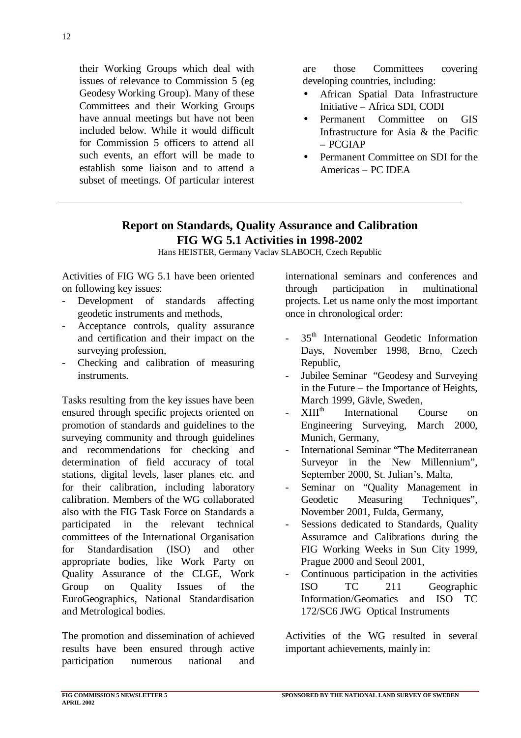their Working Groups which deal with issues of relevance to Commission 5 (eg Geodesy Working Group). Many of these Committees and their Working Groups have annual meetings but have not been included below. While it would difficult for Commission 5 officers to attend all such events, an effort will be made to establish some liaison and to attend a subset of meetings. Of particular interest are those Committees covering developing countries, including:

- African Spatial Data Infrastructure Initiative – Africa SDI, CODI
- Permanent Committee on GIS Infrastructure for Asia & the Pacific – PCGIAP
- Permanent Committee on SDI for the Americas – PC IDEA

---

## Report on Standards, Quality Assurance and Calibration FIG WG 5.1 Activities in 1998-2002

Hans HEISTER, Germany Vaclav SLABOCH, Czech Republic

Activities of FIG WG 5.1 have been oriented on following key issues:

- Development of standards affecting geodetic instruments and methods,
- Acceptance controls, quality assurance and certification and their impact on the surveying profession,
- Checking and calibration of measuring instruments.

Tasks resulting from the key issues have been ensured through specific projects oriented on promotion of standards and guidelines to the surveying community and through guidelines and recommendations for checking and determination of field accuracy of total stations, digital levels, laser planes etc. and for their calibration, including laboratory calibration. Members of the WG collaborated also with the FIG Task Force on Standards a participated in the relevant technical committees of the International Organisation for Standardisation (ISO) and other appropriate bodies, like Work Party on Quality Assurance of the CLGE, Work Group on Quality Issues of the EuroGeographics, National Standardisation and Metrological bodies.

The promotion and dissemination of achieved results have been ensured through active participation numerous national and international seminars and conferences and through participation in multinational projects. Let us name only the most important once in chronological order:

- 35th International Geodetic Information Days, November 1998, Brno, Czech Republic,
- Jubilee Seminar "Geodesy and Surveying in the Future – the Importance of Heights, March 1999, Gävle, Sweden,
- XIIIth International Course on Engineering Surveying, March 2000, Munich, Germany,
- International Seminar "The Mediterranean Surveyor in the New Millennium", September 2000, St. Julian's, Malta,
- Seminar on "Quality Management in Geodetic Measuring Techniques", November 2001, Fulda, Germany,
- Sessions dedicated to Standards, Quality Assuramce and Calibrations during the FIG Working Weeks in Sun City 1999, Prague 2000 and Seoul 2001,
- Continuous participation in the activities ISO TC 211 Geographic Information/Geomatics and ISO TC 172/SC6 JWG Optical Instruments

Activities of the WG resulted in several important achievements, mainly in: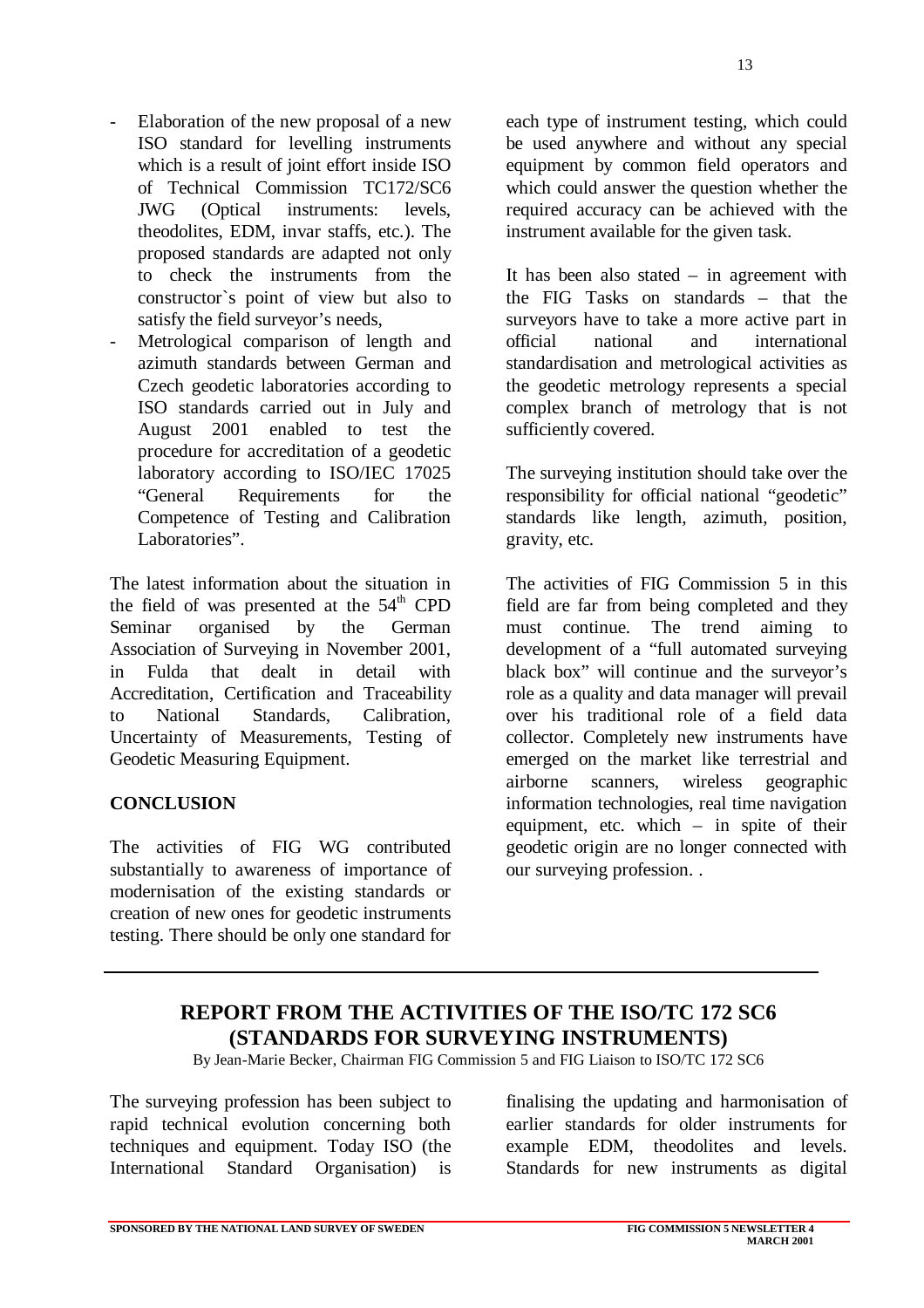- Elaboration of the new proposal of a new ISO standard for levelling instruments which is a result of joint effort inside ISO of Technical Commission TC172/SC6 JWG (Optical instruments: levels, theodolites, EDM, invar staffs, etc.). The proposed standards are adapted not only to check the instruments from the constructor`s point of view but also to satisfy the field surveyor's needs,
- Metrological comparison of length and azimuth standards between German and Czech geodetic laboratories according to ISO standards carried out in July and August 2001 enabled to test the procedure for accreditation of a geodetic laboratory according to ISO/IEC 17025 "General Requirements for the Competence of Testing and Calibration Laboratories".

The latest information about the situation in the field of was presented at the 54th CPD Seminar organised by the German Association of Surveying in November 2001, in Fulda that dealt in detail with Accreditation, Certification and Traceability to National Standards, Calibration, Uncertainty of Measurements, Testing of Geodetic Measuring Equipment.

**CONCLUSION**

The activities of FIG WG contributed substantially to awareness of importance of modernisation of the existing standards or creation of new ones for geodetic instruments testing. There should be only one standard for each type of instrument testing, which could be used anywhere and without any special equipment by common field operators and which could answer the question whether the required accuracy can be achieved with the instrument available for the given task.

It has been also stated – in agreement with the FIG Tasks on standards – that the surveyors have to take a more active part in official national and international standardisation and metrological activities as the geodetic metrology represents a special complex branch of metrology that is not sufficiently covered.

The surveying institution should take over the responsibility for official national "geodetic" standards like length, azimuth, position, gravity, etc.

The activities of FIG Commission 5 in this field are far from being completed and they must continue. The trend aiming to development of a "full automated surveying black box" will continue and the surveyor's role as a quality and data manager will prevail over his traditional role of a field data collector. Completely new instruments have emerged on the market like terrestrial and airborne scanners, wireless geographic information technologies, real time navigation equipment, etc. which – in spite of their geodetic origin are no longer connected with our surveying profession. .

---

## REPORT FROM THE ACTIVITIES OF THE ISO/TC 172 SC6 (STANDARDS FOR SURVEYING INSTRUMENTS)

By Jean-Marie Becker, Chairman FIG Commission 5 and FIG Liaison to ISO/TC 172 SC6

The surveying profession has been subject to rapid technical evolution concerning both techniques and equipment. Today ISO (the International Standard Organisation) is finalising the updating and harmonisation of earlier standards for older instruments for example EDM, theodolites and levels. Standards for new instruments as digital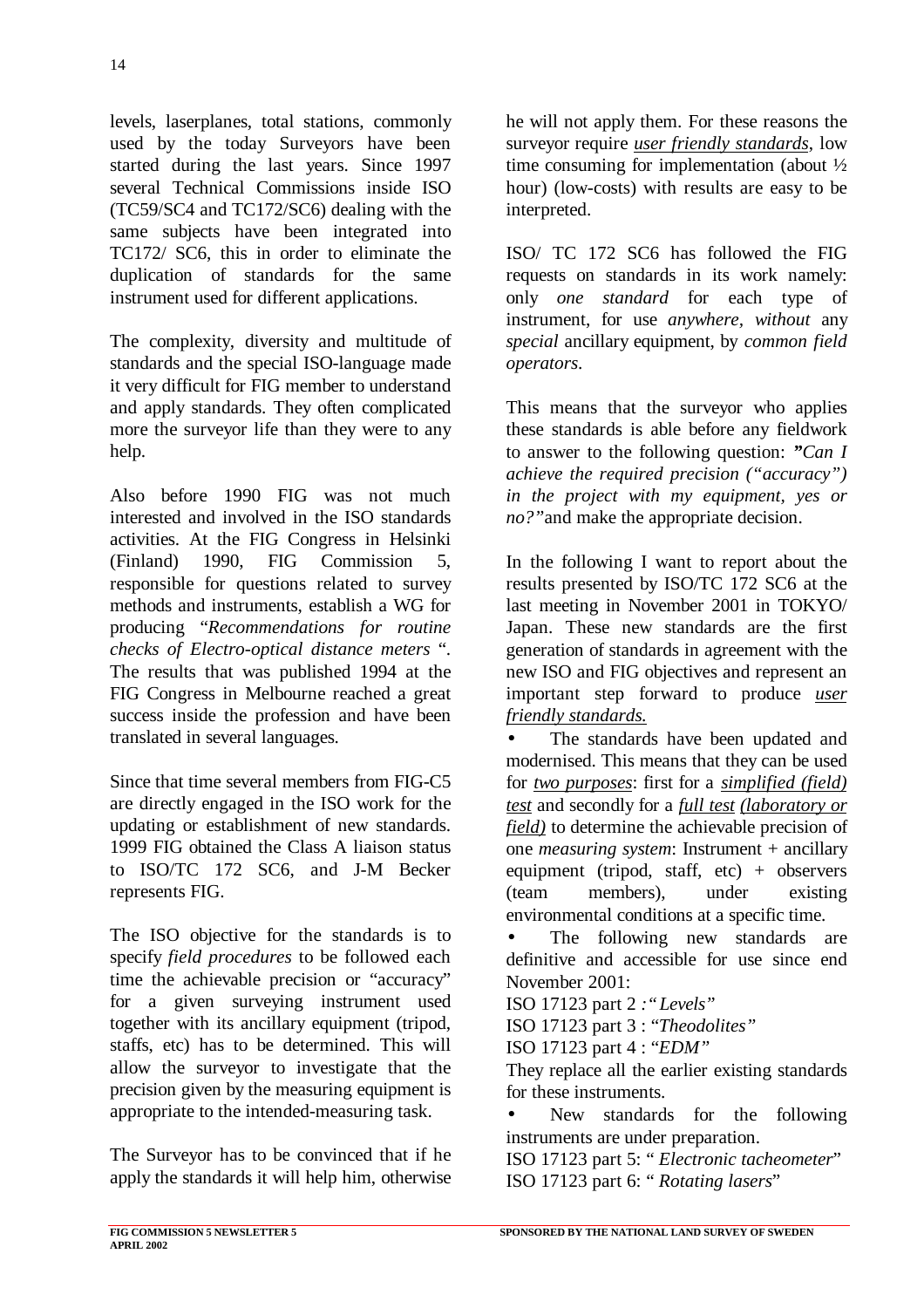levels, laserplanes, total stations, commonly used by the today Surveyors have been started during the last years. Since 1997 several Technical Commissions inside ISO (TC59/SC4 and TC172/SC6) dealing with the same subjects have been integrated into TC172/ SC6, this in order to eliminate the duplication of standards for the same instrument used for different applications.

The complexity, diversity and multitude of standards and the special ISO-language made it very difficult for FIG member to understand and apply standards. They often complicated more the surveyor life than they were to any help.

Also before 1990 FIG was not much interested and involved in the ISO standards activities. At the FIG Congress in Helsinki (Finland) 1990, FIG Commission 5, responsible for questions related to survey methods and instruments, establish a WG for producing "*Recommendations for routine checks of Electro-optical distance meters* ". The results that was published 1994 at the FIG Congress in Melbourne reached a great success inside the profession and have been translated in several languages.

Since that time several members from FIG-C5 are directly engaged in the ISO work for the updating or establishment of new standards. 1999 FIG obtained the Class A liaison status to ISO/TC 172 SC6, and J-M Becker represents FIG.

The ISO objective for the standards is to specify *field procedures* to be followed each time the achievable precision or "accuracy" for a given surveying instrument used together with its ancillary equipment (tripod, staffs, etc) has to be determined. This will allow the surveyor to investigate that the precision given by the measuring equipment is appropriate to the intended-measuring task.

The Surveyor has to be convinced that if he apply the standards it will help him, otherwise he will not apply them. For these reasons the surveyor require <u>*user friendly standards*</u>, low time consuming for implementation (about ½ hour) (low-costs) with results are easy to be interpreted.

ISO/ TC 172 SC6 has followed the FIG requests on standards in its work namely: only *one standard* for each type of instrument, for use *anywhere*, *without* any *special* ancillary equipment, by *common field operators*.

This means that the surveyor who applies these standards is able before any fieldwork to answer to the following question: ***"****Can I achieve the required precision ("accuracy") in the project with my equipment, yes or no?"* and make the appropriate decision.

In the following I want to report about the results presented by ISO/TC 172 SC6 at the last meeting in November 2001 in TOKYO/ Japan. These new standards are the first generation of standards in agreement with the new ISO and FIG objectives and represent an important step forward to produce <u>*user friendly standards.*</u>

- The standards have been updated and modernised. This means that they can be used for <u>*two purposes*</u>: first for a <u>*simplified (field) test*</u> and secondly for a <u>*full test*</u> <u>*(laboratory or field)*</u> to determine the achievable precision of one *measuring system*: Instrument + ancillary equipment (tripod, staff, etc) + observers (team members), under existing environmental conditions at a specific time.
- The following new standards are definitive and accessible for use since end November 2001:
  ISO 17123 part 2 *:"Levels"*
  ISO 17123 part 3 : "*Theodolites"*
  ISO 17123 part 4 : "*EDM"*
  They replace all the earlier existing standards for these instruments.
- New standards for the following instruments are under preparation.
  ISO 17123 part 5: " *Electronic tacheometer*"
  ISO 17123 part 6: " *Rotating lasers*"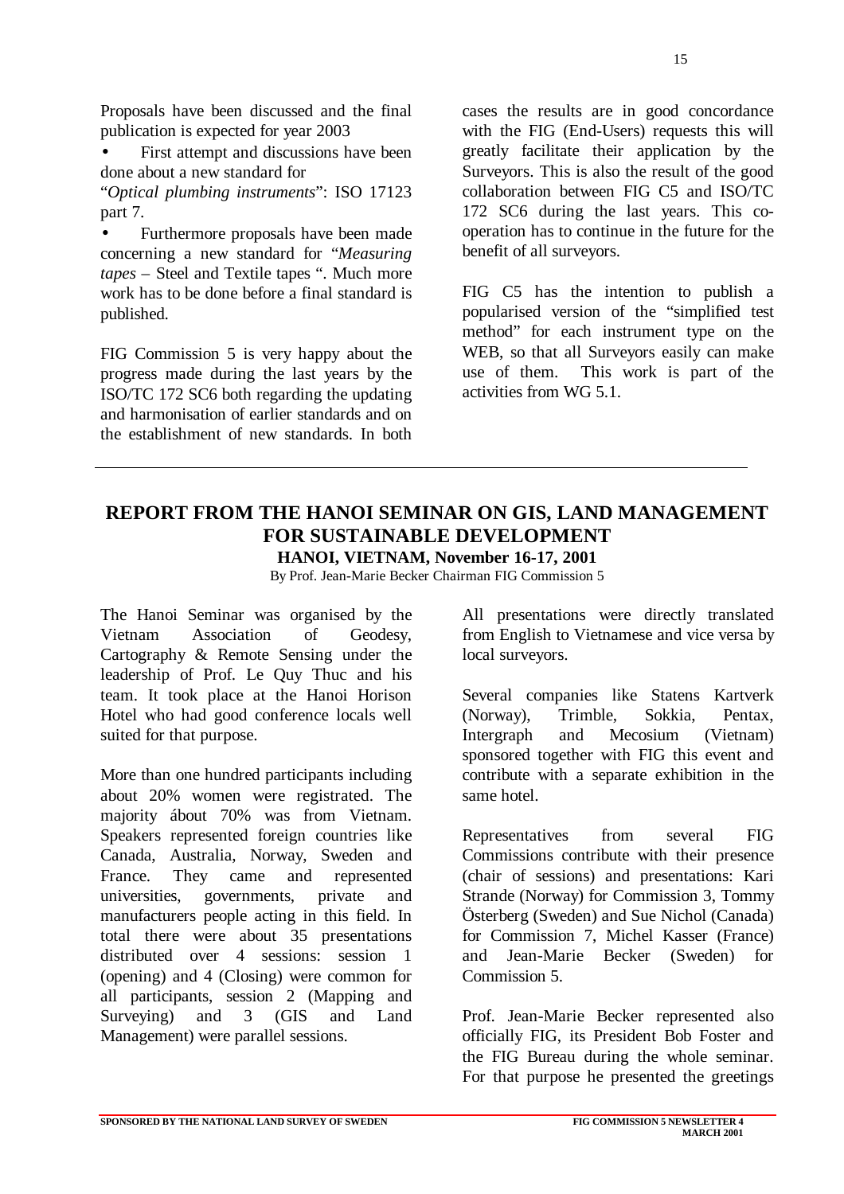Proposals have been discussed and the final publication is expected for year 2003

- First attempt and discussions have been done about a new standard for "*Optical plumbing instruments*": ISO 17123 part 7.
- Furthermore proposals have been made concerning a new standard for "*Measuring tapes* – Steel and Textile tapes ". Much more work has to be done before a final standard is published.

FIG Commission 5 is very happy about the progress made during the last years by the ISO/TC 172 SC6 both regarding the updating and harmonisation of earlier standards and on the establishment of new standards. In both cases the results are in good concordance with the FIG (End-Users) requests this will greatly facilitate their application by the Surveyors. This is also the result of the good collaboration between FIG C5 and ISO/TC 172 SC6 during the last years. This co-operation has to continue in the future for the benefit of all surveyors.

FIG C5 has the intention to publish a popularised version of the "simplified test method" for each instrument type on the WEB, so that all Surveyors easily can make use of them. This work is part of the activities from WG 5.1.

---

## REPORT FROM THE HANOI SEMINAR ON GIS, LAND MANAGEMENT FOR SUSTAINABLE DEVELOPMENT

**HANOI, VIETNAM, November 16-17, 2001**

By Prof. Jean-Marie Becker Chairman FIG Commission 5

The Hanoi Seminar was organised by the Vietnam Association of Geodesy, Cartography & Remote Sensing under the leadership of Prof. Le Quy Thuc and his team. It took place at the Hanoi Horison Hotel who had good conference locals well suited for that purpose.

More than one hundred participants including about 20% women were registrated. The majority ábout 70% was from Vietnam. Speakers represented foreign countries like Canada, Australia, Norway, Sweden and France. They came and represented universities, governments, private and manufacturers people acting in this field. In total there were about 35 presentations distributed over 4 sessions: session 1 (opening) and 4 (Closing) were common for all participants, session 2 (Mapping and Surveying) and 3 (GIS and Land Management) were parallel sessions.

All presentations were directly translated from English to Vietnamese and vice versa by local surveyors.

Several companies like Statens Kartverk (Norway), Trimble, Sokkia, Pentax, Intergraph and Mecosium (Vietnam) sponsored together with FIG this event and contribute with a separate exhibition in the same hotel.

Representatives from several FIG Commissions contribute with their presence (chair of sessions) and presentations: Kari Strande (Norway) for Commission 3, Tommy Österberg (Sweden) and Sue Nichol (Canada) for Commission 7, Michel Kasser (France) and Jean-Marie Becker (Sweden) for Commission 5.

Prof. Jean-Marie Becker represented also officially FIG, its President Bob Foster and the FIG Bureau during the whole seminar. For that purpose he presented the greetings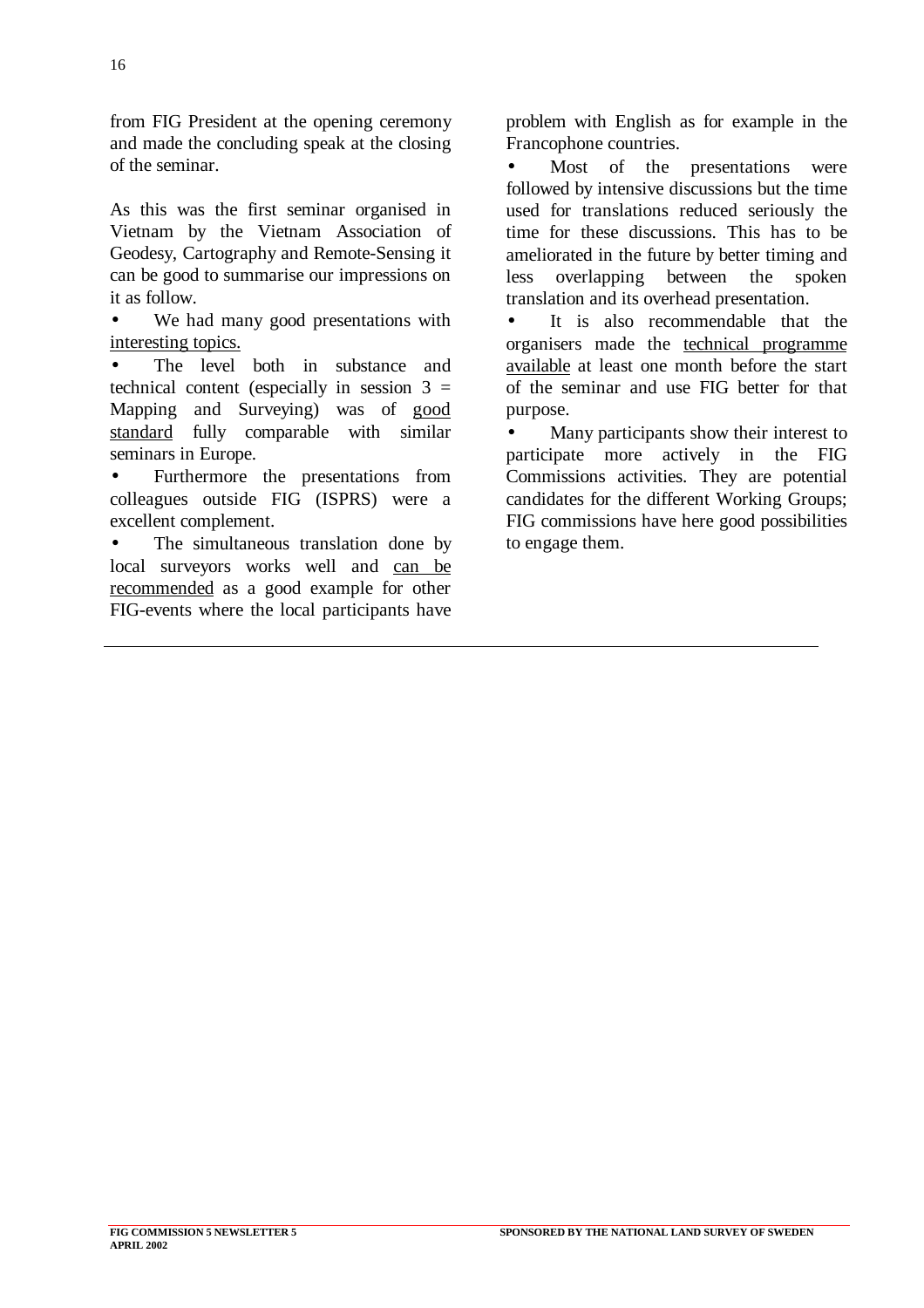from FIG President at the opening ceremony and made the concluding speak at the closing of the seminar.

As this was the first seminar organised in Vietnam by the Vietnam Association of Geodesy, Cartography and Remote-Sensing it can be good to summarise our impressions on it as follow.

- We had many good presentations with <u>interesting topics.</u>
- The level both in substance and technical content (especially in session 3 = Mapping and Surveying) was of <u>good standard</u> fully comparable with similar seminars in Europe.
- Furthermore the presentations from colleagues outside FIG (ISPRS) were a excellent complement.
- The simultaneous translation done by local surveyors works well and <u>can be recommended</u> as a good example for other FIG-events where the local participants have problem with English as for example in the Francophone countries.
- Most of the presentations were followed by intensive discussions but the time used for translations reduced seriously the time for these discussions. This has to be ameliorated in the future by better timing and less overlapping between the spoken translation and its overhead presentation.
- It is also recommendable that the organisers made the <u>technical programme available</u> at least one month before the start of the seminar and use FIG better for that purpose.
- Many participants show their interest to participate more actively in the FIG Commissions activities. They are potential candidates for the different Working Groups; FIG commissions have here good possibilities to engage them.

---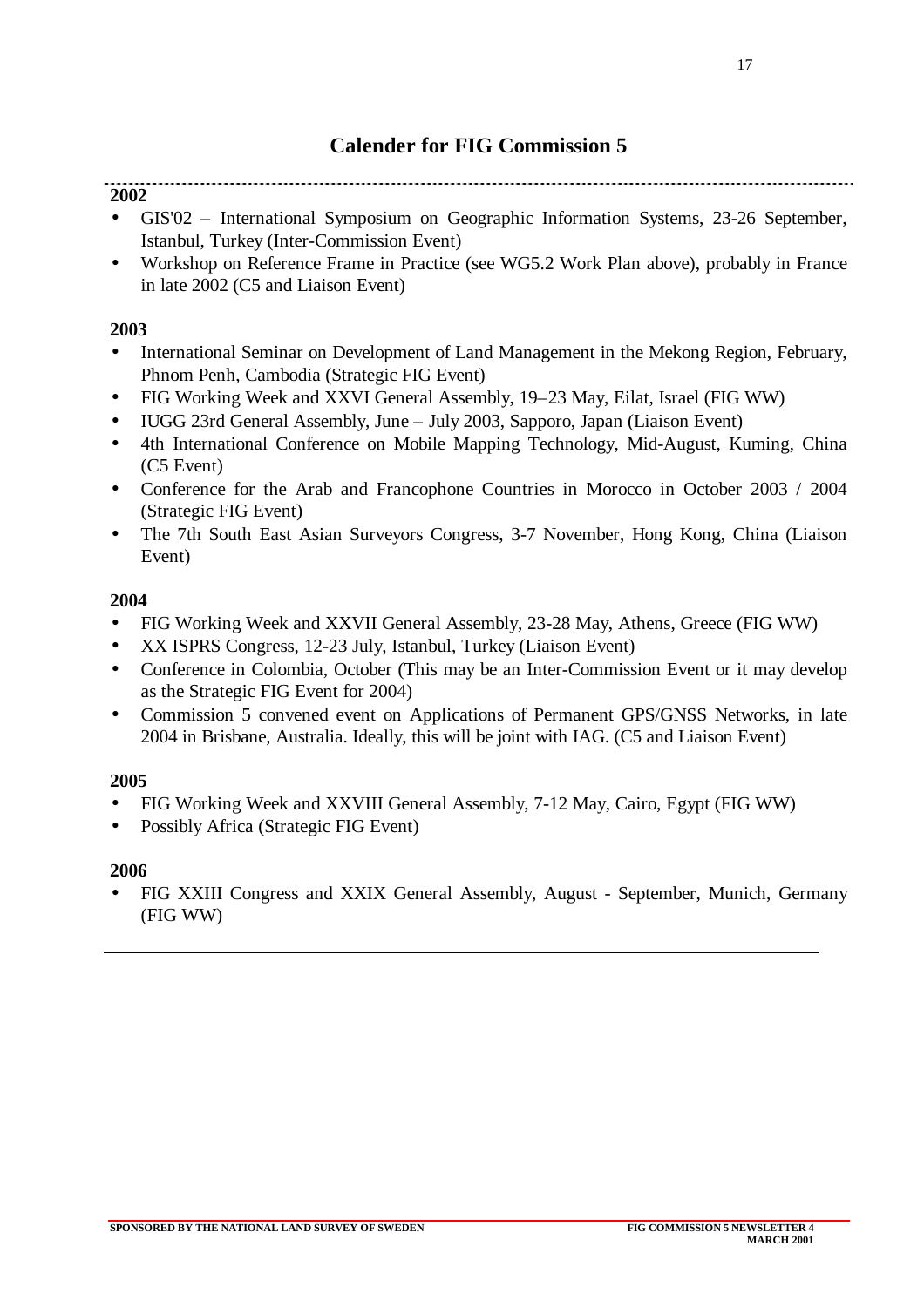# Calender for FIG Commission 5

**2002**

- GIS'02 – International Symposium on Geographic Information Systems, 23-26 September, Istanbul, Turkey (Inter-Commission Event)
- Workshop on Reference Frame in Practice (see WG5.2 Work Plan above), probably in France in late 2002 (C5 and Liaison Event)

**2003**

- International Seminar on Development of Land Management in the Mekong Region, February, Phnom Penh, Cambodia (Strategic FIG Event)
- FIG Working Week and XXVI General Assembly, 19–23 May, Eilat, Israel (FIG WW)
- IUGG 23rd General Assembly, June – July 2003, Sapporo, Japan (Liaison Event)
- 4th International Conference on Mobile Mapping Technology, Mid-August, Kuming, China (C5 Event)
- Conference for the Arab and Francophone Countries in Morocco in October 2003 / 2004 (Strategic FIG Event)
- The 7th South East Asian Surveyors Congress, 3-7 November, Hong Kong, China (Liaison Event)

**2004**

- FIG Working Week and XXVII General Assembly, 23-28 May, Athens, Greece (FIG WW)
- XX ISPRS Congress, 12-23 July, Istanbul, Turkey (Liaison Event)
- Conference in Colombia, October (This may be an Inter-Commission Event or it may develop as the Strategic FIG Event for 2004)
- Commission 5 convened event on Applications of Permanent GPS/GNSS Networks, in late 2004 in Brisbane, Australia. Ideally, this will be joint with IAG. (C5 and Liaison Event)

**2005**

- FIG Working Week and XXVIII General Assembly, 7-12 May, Cairo, Egypt (FIG WW)
- Possibly Africa (Strategic FIG Event)

**2006**

- FIG XXIII Congress and XXIX General Assembly, August - September, Munich, Germany (FIG WW)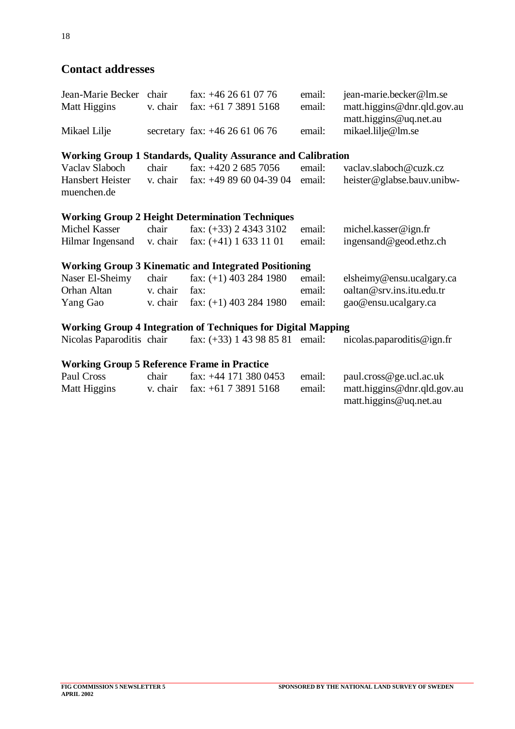## Contact addresses

| | | | | |
|---|---|---|---|---|
| Jean-Marie Becker | chair | fax: +46 26 61 07 76 | email: | jean-marie.becker@lm.se |
| Matt Higgins | v. chair | fax: +61 7 3891 5168 | email: | matt.higgins@dnr.qld.gov.au<br>matt.higgins@uq.net.au |
| Mikael Lilje | secretary | fax: +46 26 61 06 76 | email: | mikael.lilje@lm.se |

### Working Group 1 Standards, Quality Assurance and Calibration

| | | | | |
|---|---|---|---|---|
| Vaclav Slaboch | chair | fax: +420 2 685 7056 | email: | vaclav.slaboch@cuzk.cz |
| Hansbert Heister | v. chair | fax: +49 89 60 04-39 04 | email: | heister@glabse.bauv.unibw-muenchen.de |

### Working Group 2 Height Determination Techniques

| | | | | |
|---|---|---|---|---|
| Michel Kasser | chair | fax: (+33) 2 4343 3102 | email: | michel.kasser@ign.fr |
| Hilmar Ingensand | v. chair | fax: (+41) 1 633 11 01 | email: | ingensand@geod.ethz.ch |

### Working Group 3 Kinematic and Integrated Positioning

| | | | | |
|---|---|---|---|---|
| Naser El-Sheimy | chair | fax: (+1) 403 284 1980 | email: | elsheimy@ensu.ucalgary.ca |
| Orhan Altan | v. chair | fax: | email: | oaltan@srv.ins.itu.edu.tr |
| Yang Gao | v. chair | fax: (+1) 403 284 1980 | email: | gao@ensu.ucalgary.ca |

### Working Group 4 Integration of Techniques for Digital Mapping

| | | | | |
|---|---|---|---|---|
| Nicolas Paparoditis | chair | fax: (+33) 1 43 98 85 81 | email: | nicolas.paparoditis@ign.fr |

### Working Group 5 Reference Frame in Practice

| | | | | |
|---|---|---|---|---|
| Paul Cross | chair | fax: +44 171 380 0453 | email: | paul.cross@ge.ucl.ac.uk |
| Matt Higgins | v. chair | fax: +61 7 3891 5168 | email: | matt.higgins@dnr.qld.gov.au<br>matt.higgins@uq.net.au |